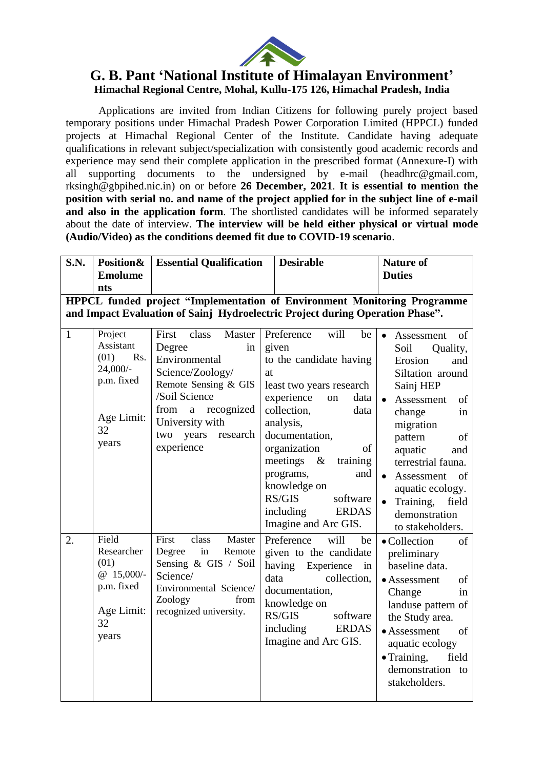# G. B. Pant 'National Institute of Himalayan Environment'

**Himachal Regional Centre, Mohal, Kullu-175 126, Himachal Pradesh, India**

Applications are invited from Indian Citizens for following purely project based temporary positions under Himachal Pradesh Power Corporation Limited (HPPCL) funded projects at Himachal Regional Center of the Institute. Candidate having adequate qualifications in relevant subject/specialization with consistently good academic records and experience may send their complete application in the prescribed format (Annexure-I) with all supporting documents to the undersigned by e-mail (headhrc@gmail.com, rksingh@gbpihed.nic.in) on or before **26 December, 2021**. **It is essential to mention the position with serial no. and name of the project applied for in the subject line of e-mail and also in the application form**. The shortlisted candidates will be informed separately about the date of interview. **The interview will be held either physical or virtual mode (Audio/Video) as the conditions deemed fit due to COVID-19 scenario**.

| S.N. | Position& Emoluments | Essential Qualification | Desirable | Nature of Duties |
|---|---|---|---|---|
| **HPPCL funded project "Implementation of Environment Monitoring Programme and Impact Evaluation of Sainj Hydroelectric Project during Operation Phase".** | | | | |
| 1 | Project Assistant (01) Rs. 24,000/- p.m. fixed<br><br>Age Limit: 32 years | First class Master Degree in Environmental Science/Zoology/ Remote Sensing & GIS /Soil Science from a recognized University with two years research experience | Preference will be given to the candidate having at least two years research experience on data collection, data analysis, documentation, organization of meetings & training programs, and knowledge on RS/GIS software including ERDAS Imagine and Arc GIS. | • Assessment of Soil Quality, Erosion and Siltation around Sainj HEP<br>• Assessment of change in migration pattern of aquatic and terrestrial fauna.<br>• Assessment of aquatic ecology.<br>• Training, field demonstration to stakeholders. |
| 2. | Field Researcher (01) @ 15,000/- p.m. fixed<br><br>Age Limit: 32 years | First class Master Degree in Remote Sensing & GIS / Soil Science/ Environmental Science/ Zoology from recognized university. | Preference will be given to the candidate having Experience in data collection, documentation, knowledge on RS/GIS software including ERDAS Imagine and Arc GIS. | • Collection of preliminary baseline data.<br>• Assessment of Change in landuse pattern of the Study area.<br>• Assessment of aquatic ecology<br>• Training, field demonstration to stakeholders. |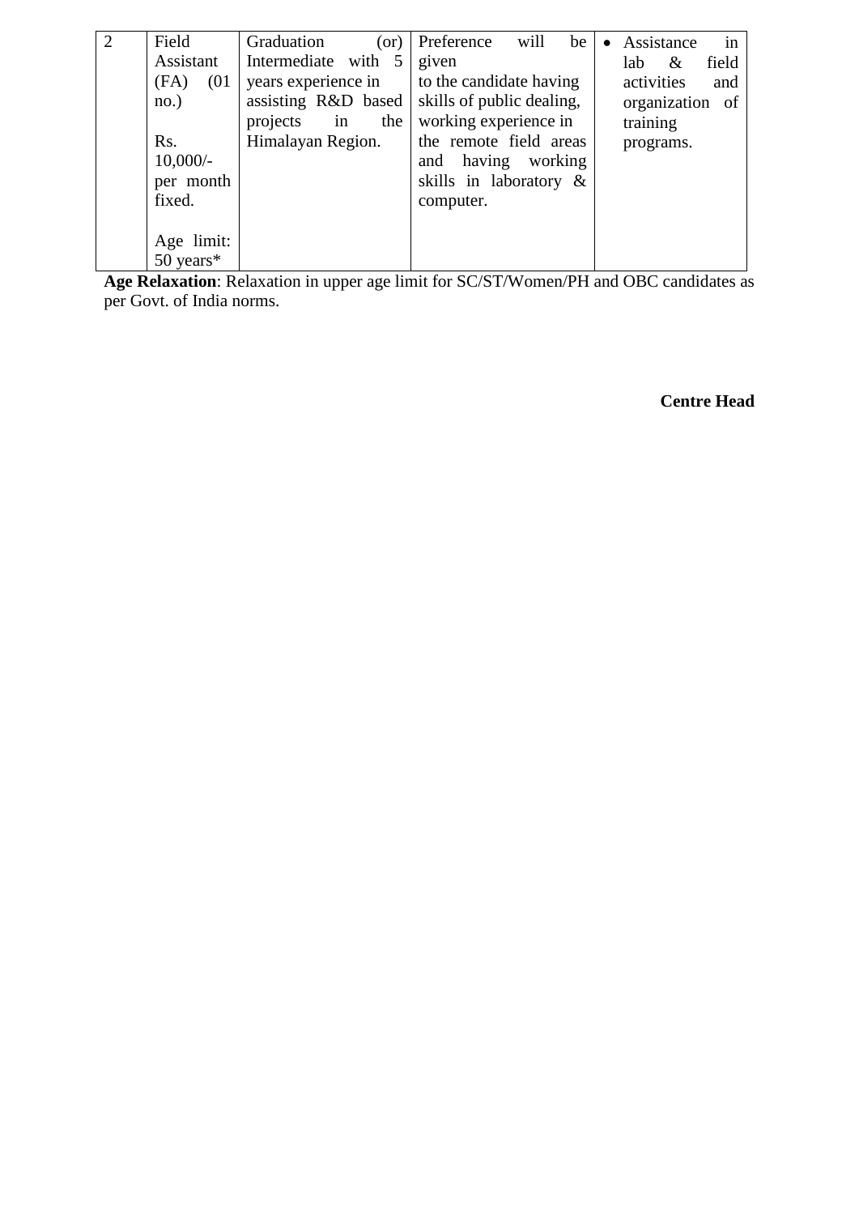| | | | | |
|---|---|---|---|---|
| 2 | Field Assistant (FA) (01 no.)<br><br>Rs. 10,000/- per month fixed.<br><br>Age limit: 50 years* | Graduation (or) Intermediate with 5 years experience in assisting R&D based projects in the Himalayan Region. | Preference will be given to the candidate having skills of public dealing, working experience in the remote field areas and having working skills in laboratory & computer. | • Assistance in lab & field activities and organization of training programs. |

**Age Relaxation**: Relaxation in upper age limit for SC/ST/Women/PH and OBC candidates as per Govt. of India norms.

**Centre Head**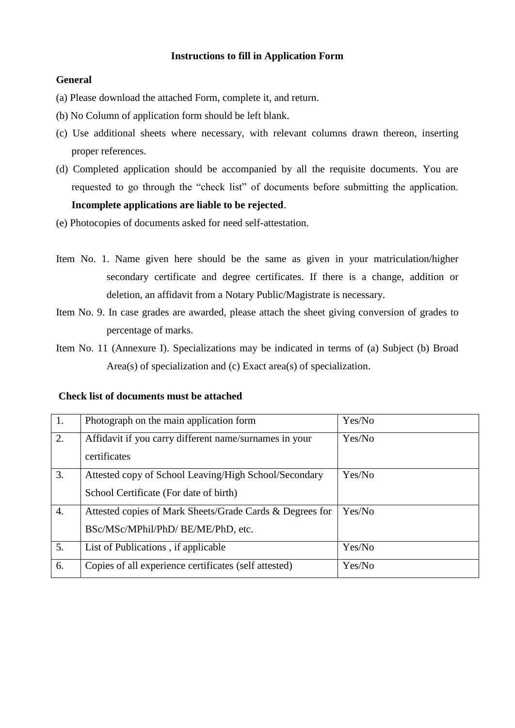## Instructions to fill in Application Form

**General**

(a) Please download the attached Form, complete it, and return.

(b) No Column of application form should be left blank.

(c) Use additional sheets where necessary, with relevant columns drawn thereon, inserting proper references.

(d) Completed application should be accompanied by all the requisite documents. You are requested to go through the "check list" of documents before submitting the application. **Incomplete applications are liable to be rejected**.

(e) Photocopies of documents asked for need self-attestation.

Item No. 1. Name given here should be the same as given in your matriculation/higher secondary certificate and degree certificates. If there is a change, addition or deletion, an affidavit from a Notary Public/Magistrate is necessary.

Item No. 9. In case grades are awarded, please attach the sheet giving conversion of grades to percentage of marks.

Item No. 11 (Annexure I). Specializations may be indicated in terms of (a) Subject (b) Broad Area(s) of specialization and (c) Exact area(s) of specialization.

**Check list of documents must be attached**

| | | |
|---|---|---|
| 1. | Photograph on the main application form | Yes/No |
| 2. | Affidavit if you carry different name/surnames in your certificates | Yes/No |
| 3. | Attested copy of School Leaving/High School/Secondary School Certificate (For date of birth) | Yes/No |
| 4. | Attested copies of Mark Sheets/Grade Cards & Degrees for BSc/MSc/MPhil/PhD/ BE/ME/PhD, etc. | Yes/No |
| 5. | List of Publications , if applicable | Yes/No |
| 6. | Copies of all experience certificates (self attested) | Yes/No |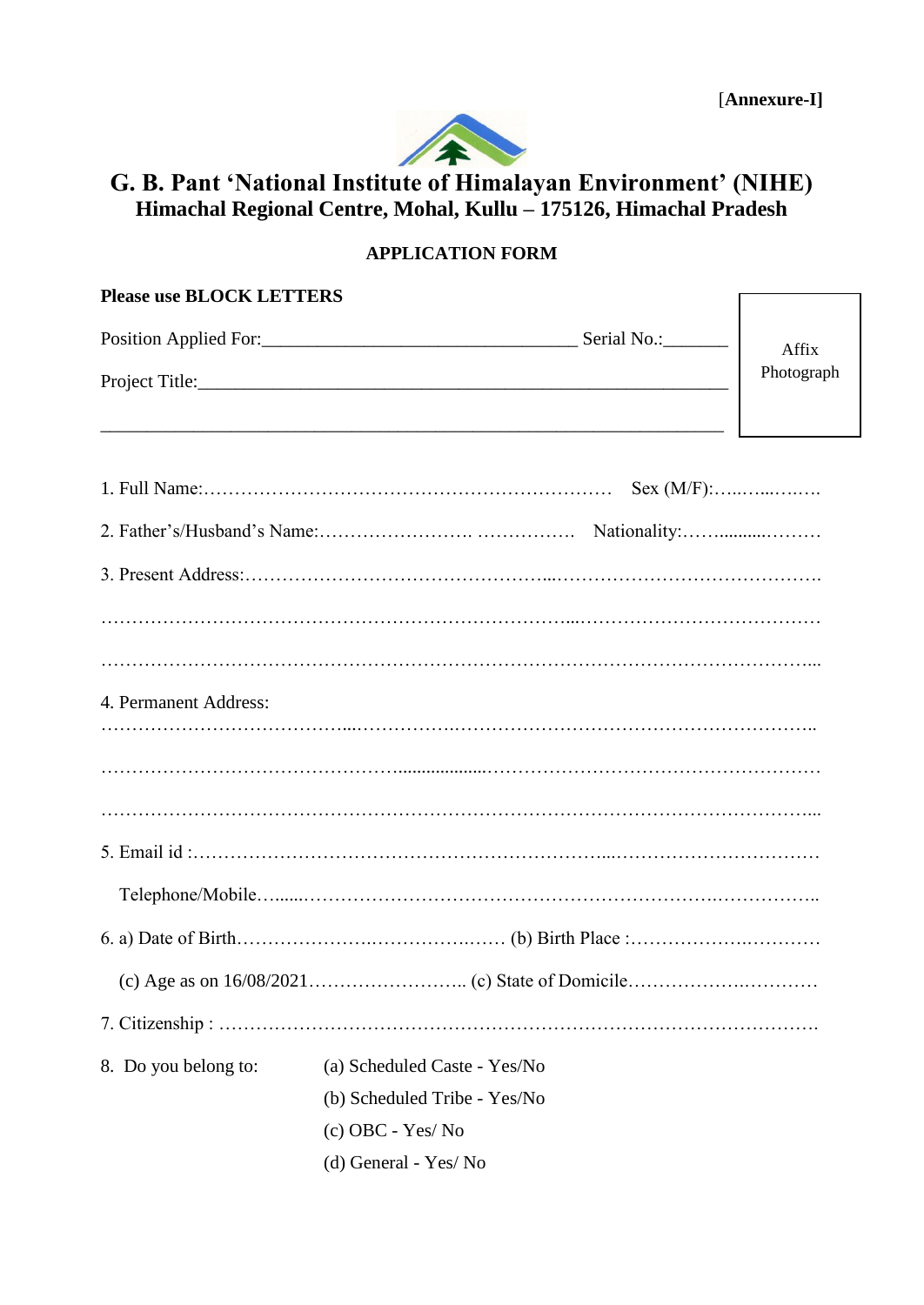[**Annexure-I]**

# G. B. Pant 'National Institute of Himalayan Environment' (NIHE)

## Himachal Regional Centre, Mohal, Kullu – 175126, Himachal Pradesh

**APPLICATION FORM**

**Please use BLOCK LETTERS**

Position Applied For:_________________________________ Serial No.:_______

Project Title:________________________________________________________

______________________________________________________________________

Affix Photograph

1. Full Name:………………………………………………………… Sex (M/F):……………….

2. Father's/Husband's Name:…………………… ……………. Nationality:……………………

3. Present Address:……………………………………………………………………………….

……………………………………………………………………………………………………

……………………………………………………………………………………………………

4. Permanent Address:

……………………………………………………………………………………………………

……………………………………………………………………………………………………

……………………………………………………………………………………………………

5. Email id :………………………………………………………………………………………

Telephone/Mobile……………………………………………………………………………..

6. a) Date of Birth……………………………………… (b) Birth Place :………………………

(c) Age as on 16/08/2021…………………….. (c) State of Domicile……………………………

7. Citizenship : ……………………………………………………………………………………

8. Do you belong to:
   - (a) Scheduled Caste - Yes/No
   - (b) Scheduled Tribe - Yes/No
   - (c) OBC - Yes/ No
   - (d) General - Yes/ No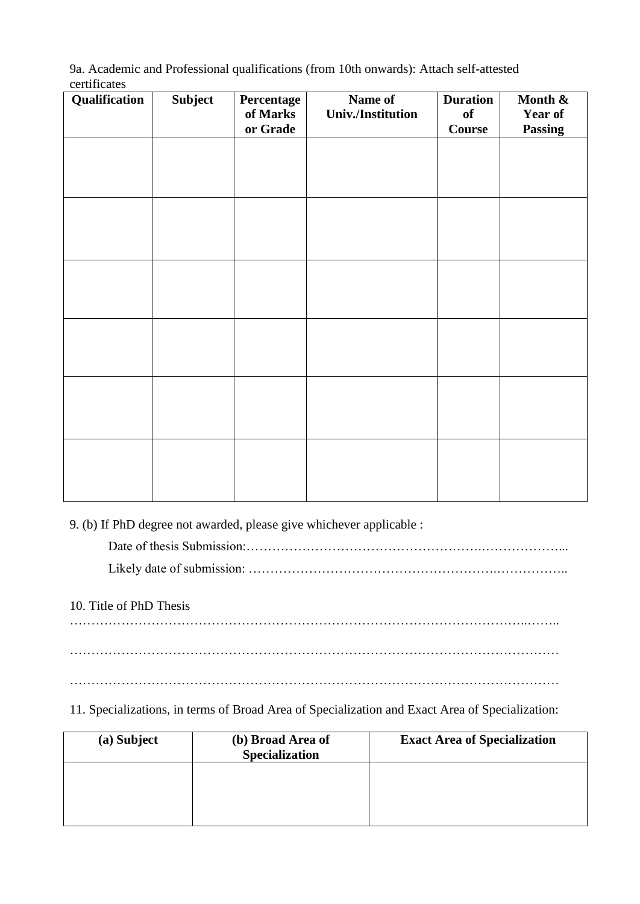9a. Academic and Professional qualifications (from 10th onwards): Attach self-attested certificates

| Qualification | Subject | Percentage of Marks or Grade | Name of Univ./Institution | Duration of Course | Month & Year of Passing |
|---|---|---|---|---|---|
| | | | | | |
| | | | | | |
| | | | | | |
| | | | | | |
| | | | | | |
| | | | | | |

9. (b) If PhD degree not awarded, please give whichever applicable :

Date of thesis Submission:……………………………………………….………………...

Likely date of submission: ……………………………………………….……………..

10. Title of PhD Thesis

…………………………………………………………………………………………..……..

…………………………………………………………………………………………………

…………………………………………………………………………………………………

11. Specializations, in terms of Broad Area of Specialization and Exact Area of Specialization:

| (a) Subject | (b) Broad Area of Specialization | Exact Area of Specialization |
|---|---|---|
| | | |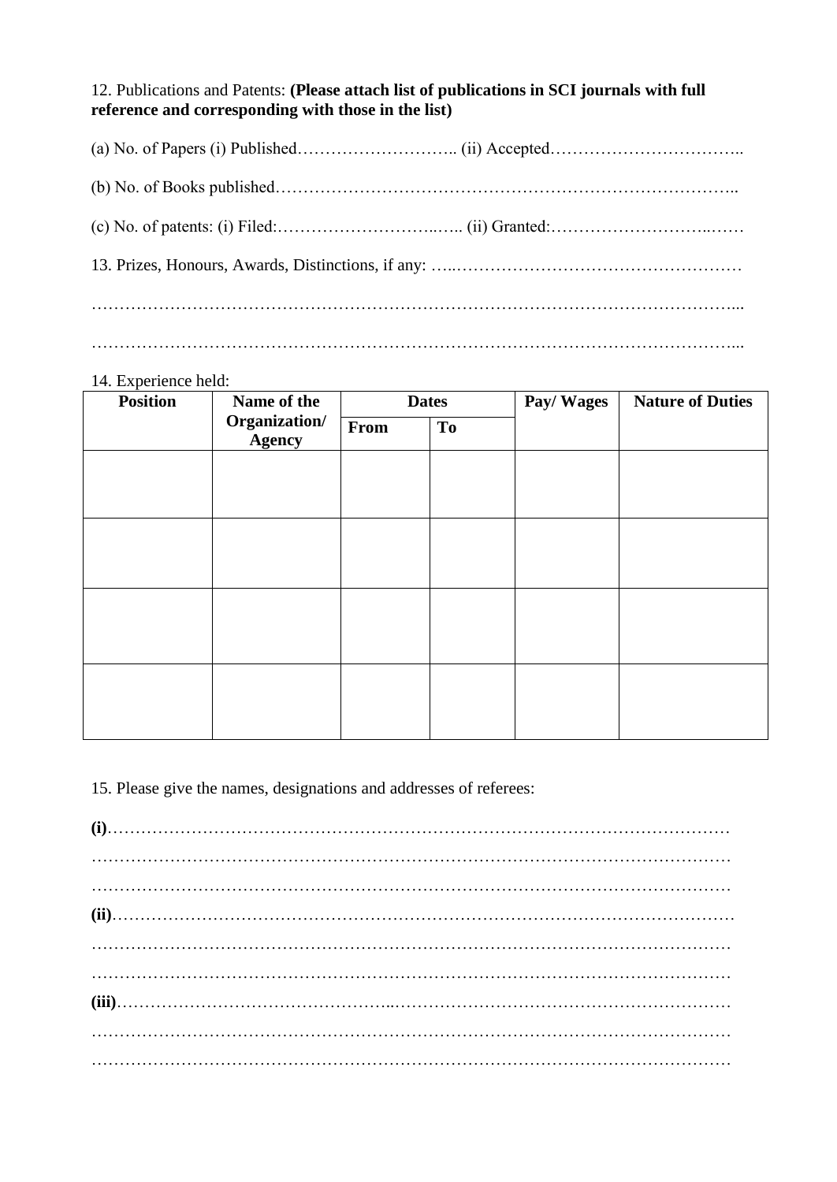12. Publications and Patents: **(Please attach list of publications in SCI journals with full reference and corresponding with those in the list)**

(a) No. of Papers (i) Published……………………….. (ii) Accepted……………………………..

(b) No. of Books published………………………………………………………………………..

(c) No. of patents: (i) Filed:…………………………..….. (ii) Granted:………………………..……

13. Prizes, Honours, Awards, Distinctions, if any: …..……………………………………………

…………………………………………………………………………………………………...

…………………………………………………………………………………………………...

14. Experience held:

| Position | Name of the Organization/ Agency | Dates | | Pay/ Wages | Nature of Duties |
|---|---|---|---|---|---|
| | | From | To | | |
| | | | | | |
| | | | | | |
| | | | | | |
| | | | | | |

15. Please give the names, designations and addresses of referees:

**(i)**…………………………………………………………………………………………………
…………………………………………………………………………………………………
…………………………………………………………………………………………………
**(ii)**…………………………………………………………………………………………………
…………………………………………………………………………………………………
…………………………………………………………………………………………………
**(iii)**…………………………………………..…………………………………………………
…………………………………………………………………………………………………
…………………………………………………………………………………………………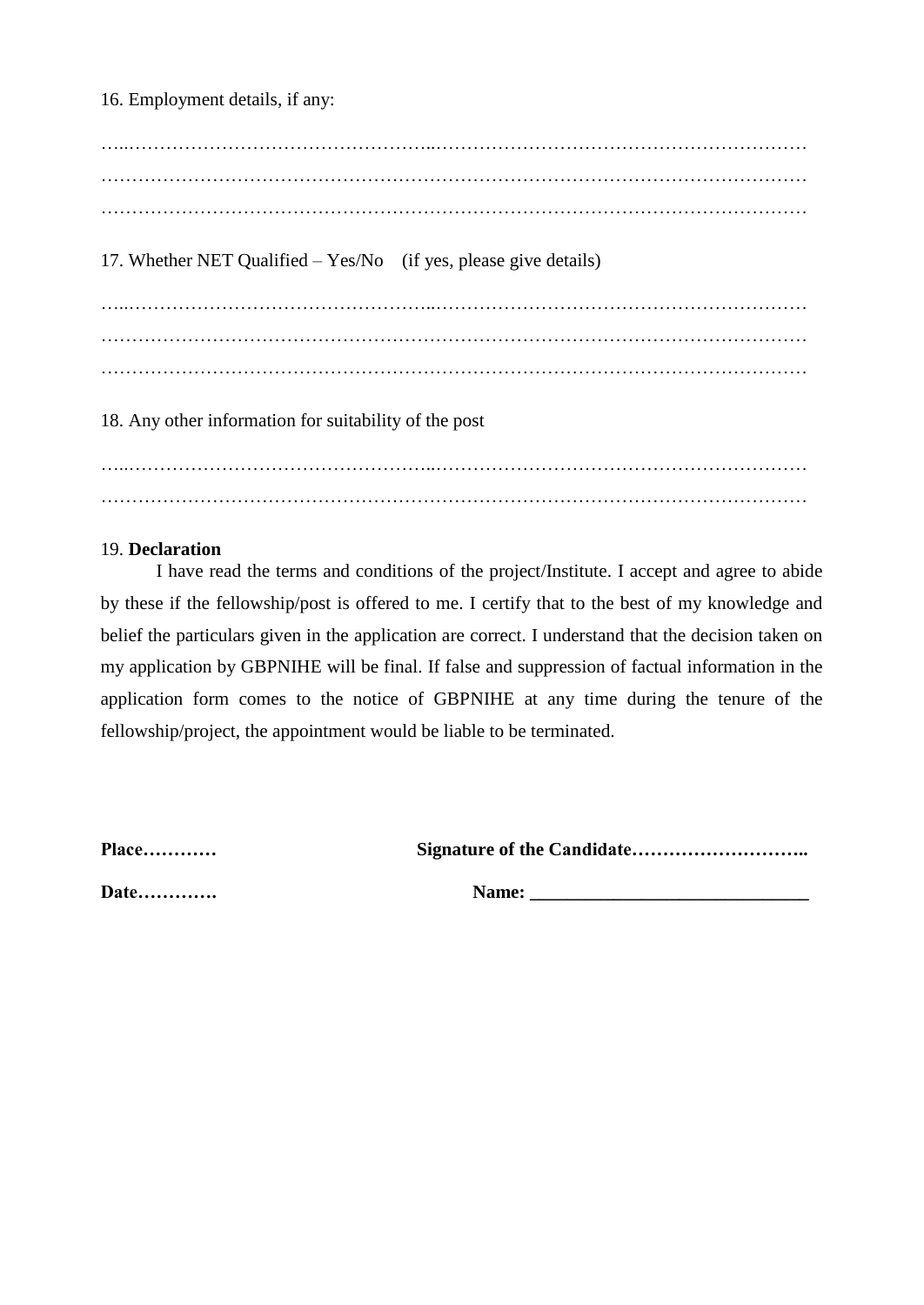16. Employment details, if any:

…..…………………………………………..……………………………………………………
……………………………………………………………………………………………………
……………………………………………………………………………………………………

17. Whether NET Qualified – Yes/No (if yes, please give details)

…..…………………………………………..……………………………………………………
……………………………………………………………………………………………………
……………………………………………………………………………………………………

18. Any other information for suitability of the post

…..…………………………………………..……………………………………………………
……………………………………………………………………………………………………

19. **Declaration**

I have read the terms and conditions of the project/Institute. I accept and agree to abide by these if the fellowship/post is offered to me. I certify that to the best of my knowledge and belief the particulars given in the application are correct. I understand that the decision taken on my application by GBPNIHE will be final. If false and suppression of factual information in the application form comes to the notice of GBPNIHE at any time during the tenure of the fellowship/project, the appointment would be liable to be terminated.

**Place…………** **Signature of the Candidate………………………..**

**Date………….** **Name: _____________________________**